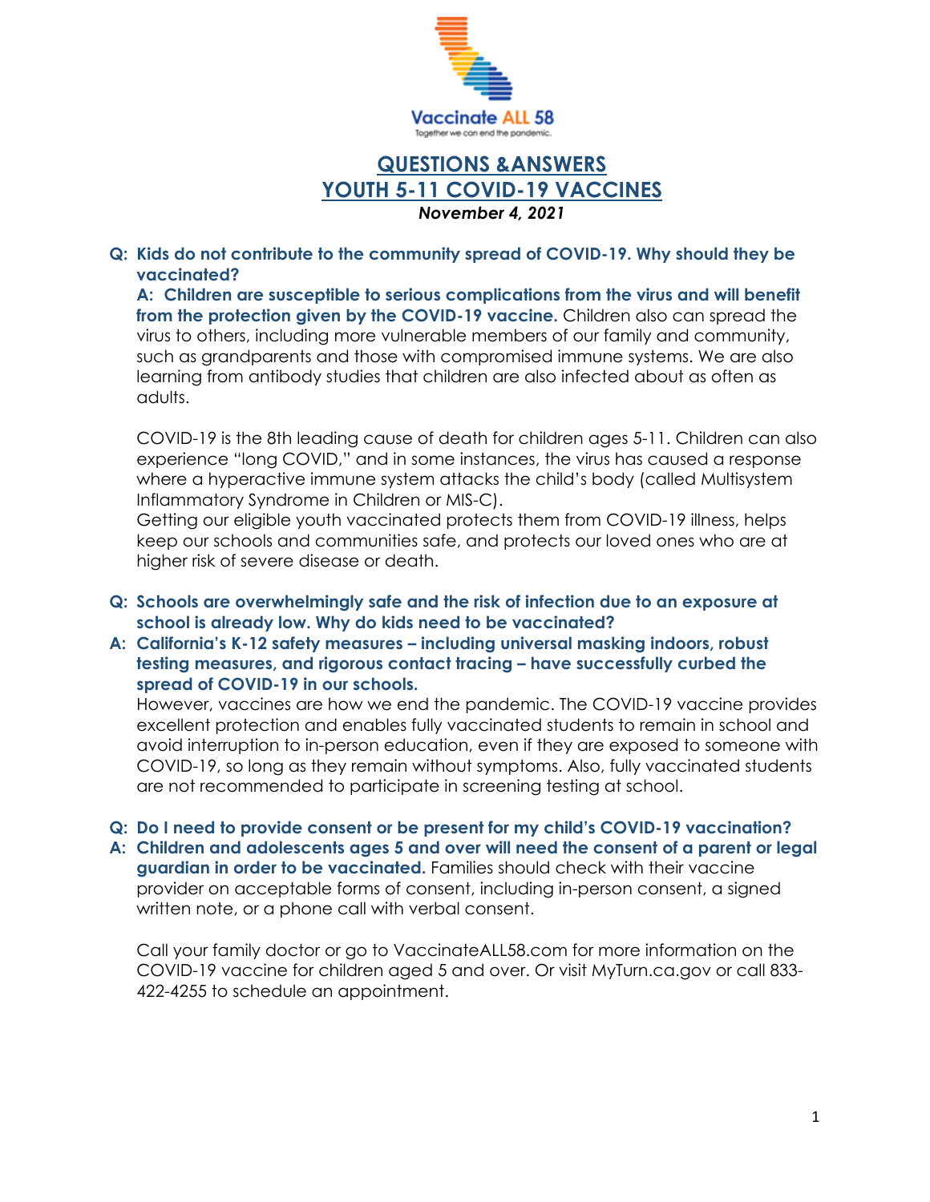Vaccinate ALL 58

Together we can end the pandemic.

# QUESTIONS &ANSWERS
# YOUTH 5-11 COVID-19 VACCINES

***November 4, 2021***

**Q: Kids do not contribute to the community spread of COVID-19. Why should they be vaccinated?**

**A: Children are susceptible to serious complications from the virus and will benefit from the protection given by the COVID-19 vaccine.** Children also can spread the virus to others, including more vulnerable members of our family and community, such as grandparents and those with compromised immune systems. We are also learning from antibody studies that children are also infected about as often as adults.

COVID-19 is the 8th leading cause of death for children ages 5-11. Children can also experience "long COVID," and in some instances, the virus has caused a response where a hyperactive immune system attacks the child's body (called Multisystem Inflammatory Syndrome in Children or MIS-C).

Getting our eligible youth vaccinated protects them from COVID-19 illness, helps keep our schools and communities safe, and protects our loved ones who are at higher risk of severe disease or death.

**Q: Schools are overwhelmingly safe and the risk of infection due to an exposure at school is already low. Why do kids need to be vaccinated?**

**A: California's K-12 safety measures – including universal masking indoors, robust testing measures, and rigorous contact tracing – have successfully curbed the spread of COVID-19 in our schools.**

However, vaccines are how we end the pandemic. The COVID-19 vaccine provides excellent protection and enables fully vaccinated students to remain in school and avoid interruption to in-person education, even if they are exposed to someone with COVID-19, so long as they remain without symptoms. Also, fully vaccinated students are not recommended to participate in screening testing at school.

**Q: Do I need to provide consent or be present for my child's COVID-19 vaccination?**

**A: Children and adolescents ages 5 and over will need the consent of a parent or legal guardian in order to be vaccinated.** Families should check with their vaccine provider on acceptable forms of consent, including in-person consent, a signed written note, or a phone call with verbal consent.

Call your family doctor or go to VaccinateALL58.com for more information on the COVID-19 vaccine for children aged 5 and over. Or visit MyTurn.ca.gov or call 833-422-4255 to schedule an appointment.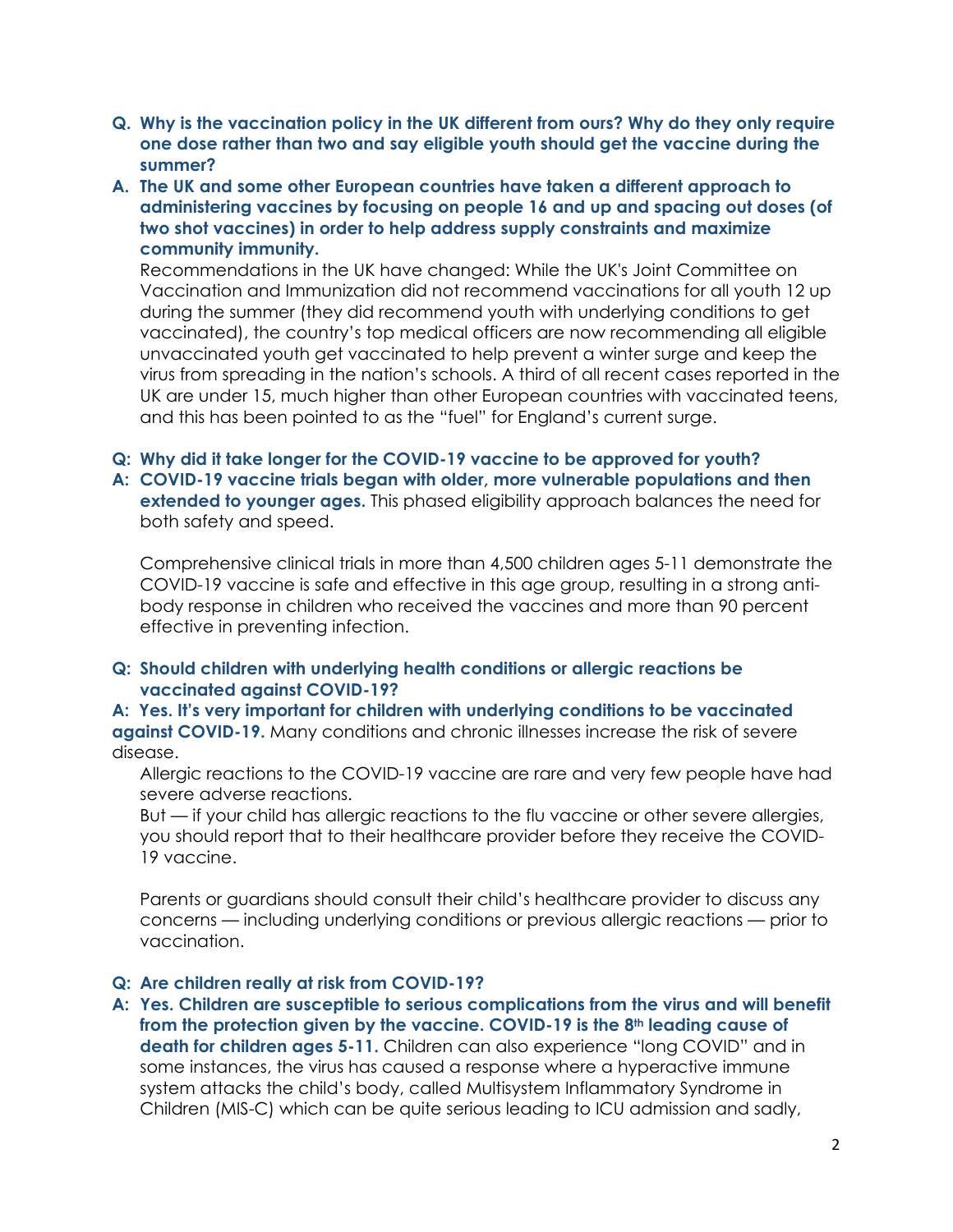**Q. Why is the vaccination policy in the UK different from ours? Why do they only require one dose rather than two and say eligible youth should get the vaccine during the summer?**

**A. The UK and some other European countries have taken a different approach to administering vaccines by focusing on people 16 and up and spacing out doses (of two shot vaccines) in order to help address supply constraints and maximize community immunity.**

Recommendations in the UK have changed: While the UK's Joint Committee on Vaccination and Immunization did not recommend vaccinations for all youth 12 up during the summer (they did recommend youth with underlying conditions to get vaccinated), the country's top medical officers are now recommending all eligible unvaccinated youth get vaccinated to help prevent a winter surge and keep the virus from spreading in the nation's schools. A third of all recent cases reported in the UK are under 15, much higher than other European countries with vaccinated teens, and this has been pointed to as the "fuel" for England's current surge.

**Q: Why did it take longer for the COVID-19 vaccine to be approved for youth?**

**A: COVID-19 vaccine trials began with older, more vulnerable populations and then extended to younger ages.** This phased eligibility approach balances the need for both safety and speed.

Comprehensive clinical trials in more than 4,500 children ages 5-11 demonstrate the COVID-19 vaccine is safe and effective in this age group, resulting in a strong anti-body response in children who received the vaccines and more than 90 percent effective in preventing infection.

**Q: Should children with underlying health conditions or allergic reactions be vaccinated against COVID-19?**

**A: Yes. It's very important for children with underlying conditions to be vaccinated against COVID-19.** Many conditions and chronic illnesses increase the risk of severe disease.

Allergic reactions to the COVID-19 vaccine are rare and very few people have had severe adverse reactions.

But — if your child has allergic reactions to the flu vaccine or other severe allergies, you should report that to their healthcare provider before they receive the COVID-19 vaccine.

Parents or guardians should consult their child's healthcare provider to discuss any concerns — including underlying conditions or previous allergic reactions — prior to vaccination.

**Q: Are children really at risk from COVID-19?**

**A: Yes. Children are susceptible to serious complications from the virus and will benefit from the protection given by the vaccine. COVID-19 is the 8th leading cause of death for children ages 5-11.** Children can also experience "long COVID" and in some instances, the virus has caused a response where a hyperactive immune system attacks the child's body, called Multisystem Inflammatory Syndrome in Children (MIS-C) which can be quite serious leading to ICU admission and sadly,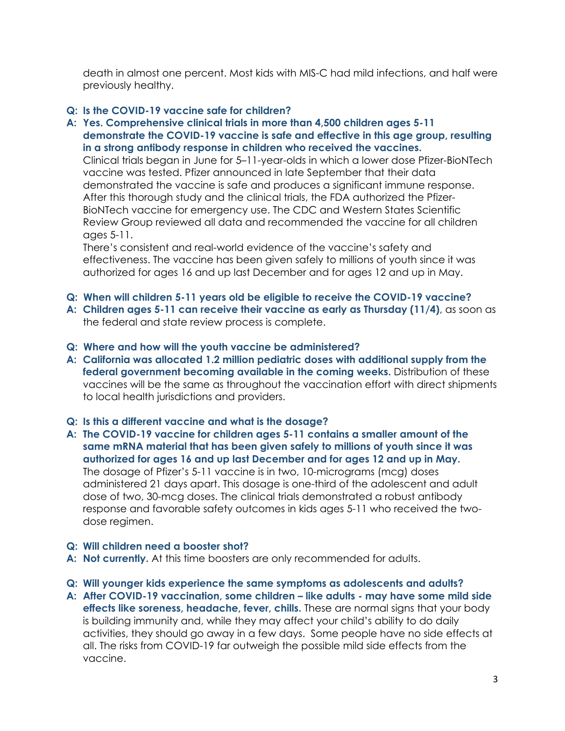death in almost one percent. Most kids with MIS-C had mild infections, and half were previously healthy.

**Q: Is the COVID-19 vaccine safe for children?**

**A: Yes. Comprehensive clinical trials in more than 4,500 children ages 5-11 demonstrate the COVID-19 vaccine is safe and effective in this age group, resulting in a strong antibody response in children who received the vaccines.**
Clinical trials began in June for 5–11-year-olds in which a lower dose Pfizer-BioNTech vaccine was tested. Pfizer announced in late September that their data demonstrated the vaccine is safe and produces a significant immune response. After this thorough study and the clinical trials, the FDA authorized the Pfizer-BioNTech vaccine for emergency use. The CDC and Western States Scientific Review Group reviewed all data and recommended the vaccine for all children ages 5-11.
There's consistent and real-world evidence of the vaccine's safety and effectiveness. The vaccine has been given safely to millions of youth since it was authorized for ages 16 and up last December and for ages 12 and up in May.

**Q: When will children 5-11 years old be eligible to receive the COVID-19 vaccine?**

**A: Children ages 5-11 can receive their vaccine as early as Thursday (11/4)**, as soon as the federal and state review process is complete.

**Q: Where and how will the youth vaccine be administered?**

**A: California was allocated 1.2 million pediatric doses with additional supply from the federal government becoming available in the coming weeks.** Distribution of these vaccines will be the same as throughout the vaccination effort with direct shipments to local health jurisdictions and providers.

**Q: Is this a different vaccine and what is the dosage?**

**A: The COVID-19 vaccine for children ages 5-11 contains a smaller amount of the same mRNA material that has been given safely to millions of youth since it was authorized for ages 16 and up last December and for ages 12 and up in May.**
The dosage of Pfizer's 5-11 vaccine is in two, 10-micrograms (mcg) doses administered 21 days apart. This dosage is one-third of the adolescent and adult dose of two, 30-mcg doses. The clinical trials demonstrated a robust antibody response and favorable safety outcomes in kids ages 5-11 who received the two-dose regimen.

**Q: Will children need a booster shot?**

**A: Not currently.** At this time boosters are only recommended for adults.

**Q: Will younger kids experience the same symptoms as adolescents and adults?**

**A: After COVID-19 vaccination, some children – like adults - may have some mild side effects like soreness, headache, fever, chills.** These are normal signs that your body is building immunity and, while they may affect your child's ability to do daily activities, they should go away in a few days. Some people have no side effects at all. The risks from COVID-19 far outweigh the possible mild side effects from the vaccine.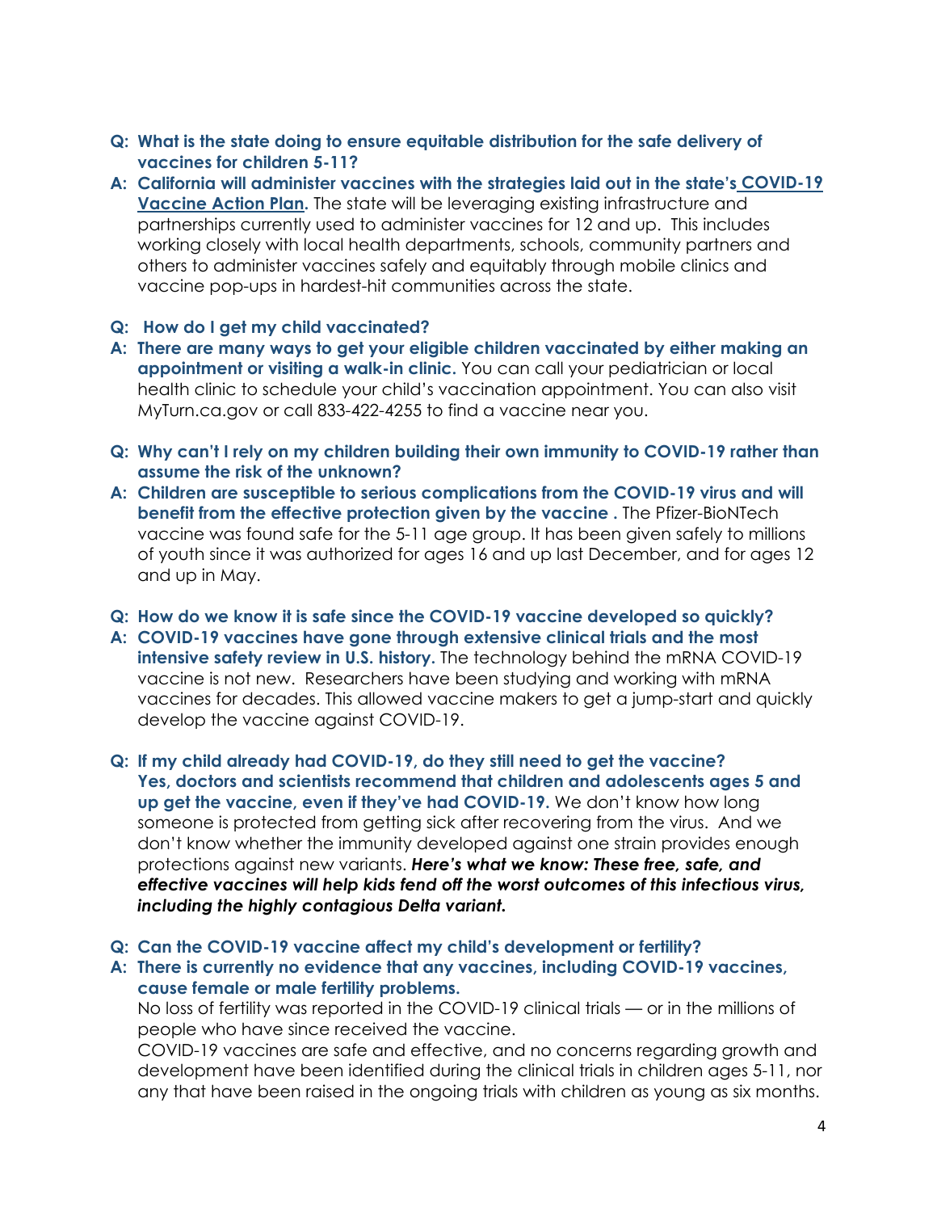**Q: What is the state doing to ensure equitable distribution for the safe delivery of vaccines for children 5-11?**

**A: California will administer vaccines with the strategies laid out in the state's COVID-19 Vaccine Action Plan.** The state will be leveraging existing infrastructure and partnerships currently used to administer vaccines for 12 and up. This includes working closely with local health departments, schools, community partners and others to administer vaccines safely and equitably through mobile clinics and vaccine pop-ups in hardest-hit communities across the state.

**Q: How do I get my child vaccinated?**

**A: There are many ways to get your eligible children vaccinated by either making an appointment or visiting a walk-in clinic.** You can call your pediatrician or local health clinic to schedule your child's vaccination appointment. You can also visit MyTurn.ca.gov or call 833-422-4255 to find a vaccine near you.

**Q: Why can't I rely on my children building their own immunity to COVID-19 rather than assume the risk of the unknown?**

**A: Children are susceptible to serious complications from the COVID-19 virus and will benefit from the effective protection given by the vaccine .** The Pfizer-BioNTech vaccine was found safe for the 5-11 age group. It has been given safely to millions of youth since it was authorized for ages 16 and up last December, and for ages 12 and up in May.

**Q: How do we know it is safe since the COVID-19 vaccine developed so quickly?**

**A: COVID-19 vaccines have gone through extensive clinical trials and the most intensive safety review in U.S. history.** The technology behind the mRNA COVID-19 vaccine is not new. Researchers have been studying and working with mRNA vaccines for decades. This allowed vaccine makers to get a jump-start and quickly develop the vaccine against COVID-19.

**Q: If my child already had COVID-19, do they still need to get the vaccine?**
**Yes, doctors and scientists recommend that children and adolescents ages 5 and up get the vaccine, even if they've had COVID-19.** We don't know how long someone is protected from getting sick after recovering from the virus. And we don't know whether the immunity developed against one strain provides enough protections against new variants. ***Here's what we know: These free, safe, and effective vaccines will help kids fend off the worst outcomes of this infectious virus, including the highly contagious Delta variant.***

**Q: Can the COVID-19 vaccine affect my child's development or fertility?**

**A: There is currently no evidence that any vaccines, including COVID-19 vaccines, cause female or male fertility problems.**
No loss of fertility was reported in the COVID-19 clinical trials — or in the millions of people who have since received the vaccine.
COVID-19 vaccines are safe and effective, and no concerns regarding growth and development have been identified during the clinical trials in children ages 5-11, nor any that have been raised in the ongoing trials with children as young as six months.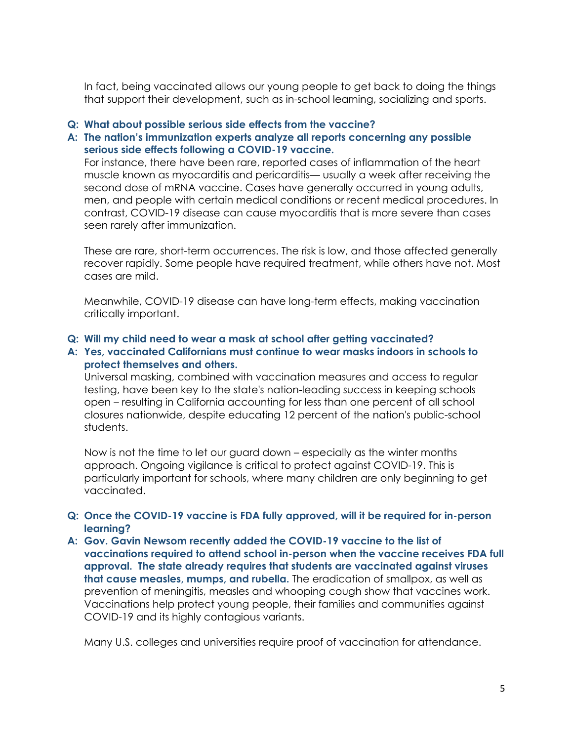In fact, being vaccinated allows our young people to get back to doing the things that support their development, such as in-school learning, socializing and sports.

**Q: What about possible serious side effects from the vaccine?**

**A: The nation's immunization experts analyze all reports concerning any possible serious side effects following a COVID-19 vaccine.**

For instance, there have been rare, reported cases of inflammation of the heart muscle known as myocarditis and pericarditis— usually a week after receiving the second dose of mRNA vaccine. Cases have generally occurred in young adults, men, and people with certain medical conditions or recent medical procedures. In contrast, COVID-19 disease can cause myocarditis that is more severe than cases seen rarely after immunization.

These are rare, short-term occurrences. The risk is low, and those affected generally recover rapidly. Some people have required treatment, while others have not. Most cases are mild.

Meanwhile, COVID-19 disease can have long-term effects, making vaccination critically important.

**Q: Will my child need to wear a mask at school after getting vaccinated?**

**A: Yes, vaccinated Californians must continue to wear masks indoors in schools to protect themselves and others.**

Universal masking, combined with vaccination measures and access to regular testing, have been key to the state's nation-leading success in keeping schools open – resulting in California accounting for less than one percent of all school closures nationwide, despite educating 12 percent of the nation's public-school students.

Now is not the time to let our guard down – especially as the winter months approach. Ongoing vigilance is critical to protect against COVID-19. This is particularly important for schools, where many children are only beginning to get vaccinated.

**Q: Once the COVID-19 vaccine is FDA fully approved, will it be required for in-person learning?**

**A: Gov. Gavin Newsom recently added the COVID-19 vaccine to the list of vaccinations required to attend school in-person when the vaccine receives FDA full approval. The state already requires that students are vaccinated against viruses that cause measles, mumps, and rubella.** The eradication of smallpox, as well as prevention of meningitis, measles and whooping cough show that vaccines work. Vaccinations help protect young people, their families and communities against COVID-19 and its highly contagious variants.

Many U.S. colleges and universities require proof of vaccination for attendance.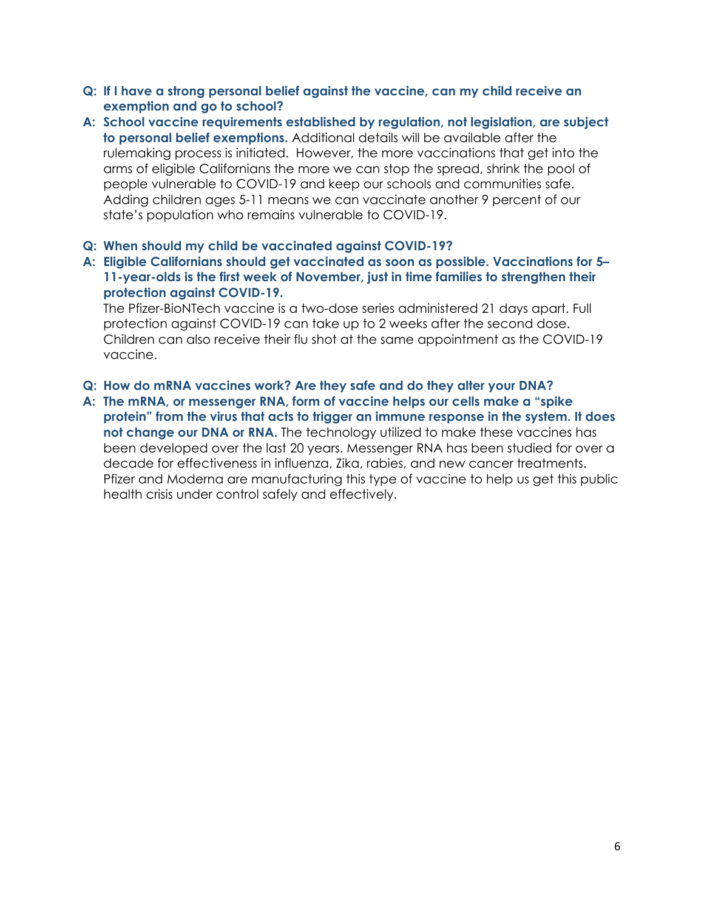**Q: If I have a strong personal belief against the vaccine, can my child receive an exemption and go to school?**

**A: School vaccine requirements established by regulation, not legislation, are subject to personal belief exemptions.** Additional details will be available after the rulemaking process is initiated. However, the more vaccinations that get into the arms of eligible Californians the more we can stop the spread, shrink the pool of people vulnerable to COVID-19 and keep our schools and communities safe. Adding children ages 5-11 means we can vaccinate another 9 percent of our state's population who remains vulnerable to COVID-19.

**Q: When should my child be vaccinated against COVID-19?**

**A: Eligible Californians should get vaccinated as soon as possible. Vaccinations for 5–11-year-olds is the first week of November, just in time families to strengthen their protection against COVID-19.**
The Pfizer-BioNTech vaccine is a two-dose series administered 21 days apart. Full protection against COVID-19 can take up to 2 weeks after the second dose. Children can also receive their flu shot at the same appointment as the COVID-19 vaccine.

**Q: How do mRNA vaccines work? Are they safe and do they alter your DNA?**

**A: The mRNA, or messenger RNA, form of vaccine helps our cells make a "spike protein" from the virus that acts to trigger an immune response in the system. It does not change our DNA or RNA.** The technology utilized to make these vaccines has been developed over the last 20 years. Messenger RNA has been studied for over a decade for effectiveness in influenza, Zika, rabies, and new cancer treatments. Pfizer and Moderna are manufacturing this type of vaccine to help us get this public health crisis under control safely and effectively.